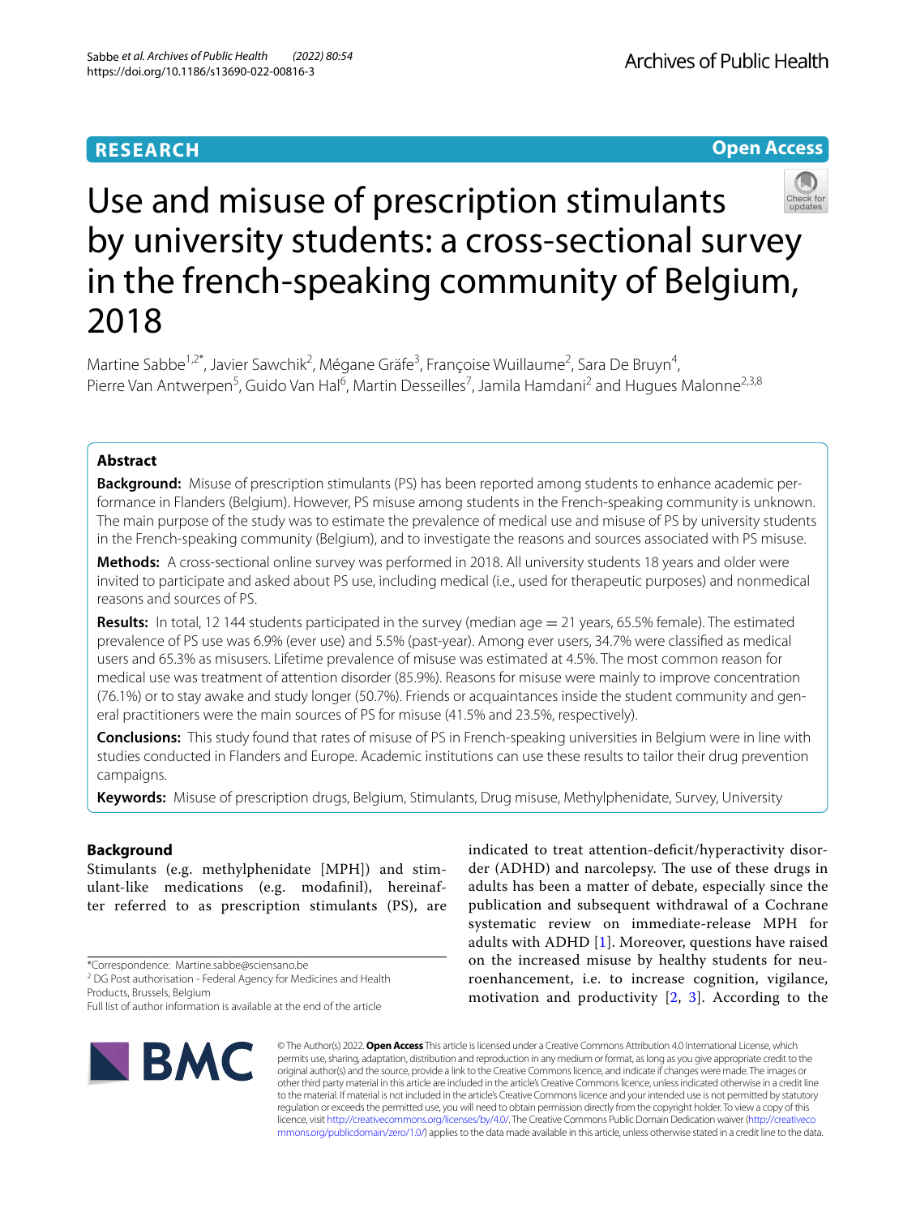**RESEARCH** **Open Access**

# Use and misuse of prescription stimulants by university students: a cross-sectional survey in the french-speaking community of Belgium, 2018

Martine Sabbe[1,2*], Javier Sawchik[2], Mégane Gräfe[3], Françoise Wuillaume[2], Sara De Bruyn[4], Pierre Van Antwerpen[5], Guido Van Hal[6], Martin Desseilles[7], Jamila Hamdani[2] and Hugues Malonne[2,3,8]

## Abstract

**Background:** Misuse of prescription stimulants (PS) has been reported among students to enhance academic performance in Flanders (Belgium). However, PS misuse among students in the French-speaking community is unknown. The main purpose of the study was to estimate the prevalence of medical use and misuse of PS by university students in the French-speaking community (Belgium), and to investigate the reasons and sources associated with PS misuse.

**Methods:** A cross-sectional online survey was performed in 2018. All university students 18 years and older were invited to participate and asked about PS use, including medical (i.e., used for therapeutic purposes) and nonmedical reasons and sources of PS.

**Results:** In total, 12 144 students participated in the survey (median age = 21 years, 65.5% female). The estimated prevalence of PS use was 6.9% (ever use) and 5.5% (past-year). Among ever users, 34.7% were classified as medical users and 65.3% as misusers. Lifetime prevalence of misuse was estimated at 4.5%. The most common reason for medical use was treatment of attention disorder (85.9%). Reasons for misuse were mainly to improve concentration (76.1%) or to stay awake and study longer (50.7%). Friends or acquaintances inside the student community and general practitioners were the main sources of PS for misuse (41.5% and 23.5%, respectively).

**Conclusions:** This study found that rates of misuse of PS in French-speaking universities in Belgium were in line with studies conducted in Flanders and Europe. Academic institutions can use these results to tailor their drug prevention campaigns.

**Keywords:** Misuse of prescription drugs, Belgium, Stimulants, Drug misuse, Methylphenidate, Survey, University

## Background

Stimulants (e.g. methylphenidate [MPH]) and stimulant-like medications (e.g. modafinil), hereinafter referred to as prescription stimulants (PS), are indicated to treat attention-deficit/hyperactivity disorder (ADHD) and narcolepsy. The use of these drugs in adults has been a matter of debate, especially since the publication and subsequent withdrawal of a Cochrane systematic review on immediate-release MPH for adults with ADHD [1]. Moreover, questions have raised on the increased misuse by healthy students for neuroenhancement, i.e. to increase cognition, vigilance, motivation and productivity [2, 3]. According to the

*Correspondence: Martine.sabbe@sciensano.be
[2] DG Post authorisation - Federal Agency for Medicines and Health Products, Brussels, Belgium
Full list of author information is available at the end of the article

© The Author(s) 2022. **Open Access** This article is licensed under a Creative Commons Attribution 4.0 International License, which permits use, sharing, adaptation, distribution and reproduction in any medium or format, as long as you give appropriate credit to the original author(s) and the source, provide a link to the Creative Commons licence, and indicate if changes were made. The images or other third party material in this article are included in the article's Creative Commons licence, unless indicated otherwise in a credit line to the material. If material is not included in the article's Creative Commons licence and your intended use is not permitted by statutory regulation or exceeds the permitted use, you will need to obtain permission directly from the copyright holder. To view a copy of this licence, visit http://creativecommons.org/licenses/by/4.0/. The Creative Commons Public Domain Dedication waiver (http://creativecommons.org/publicdomain/zero/1.0/) applies to the data made available in this article, unless otherwise stated in a credit line to the data.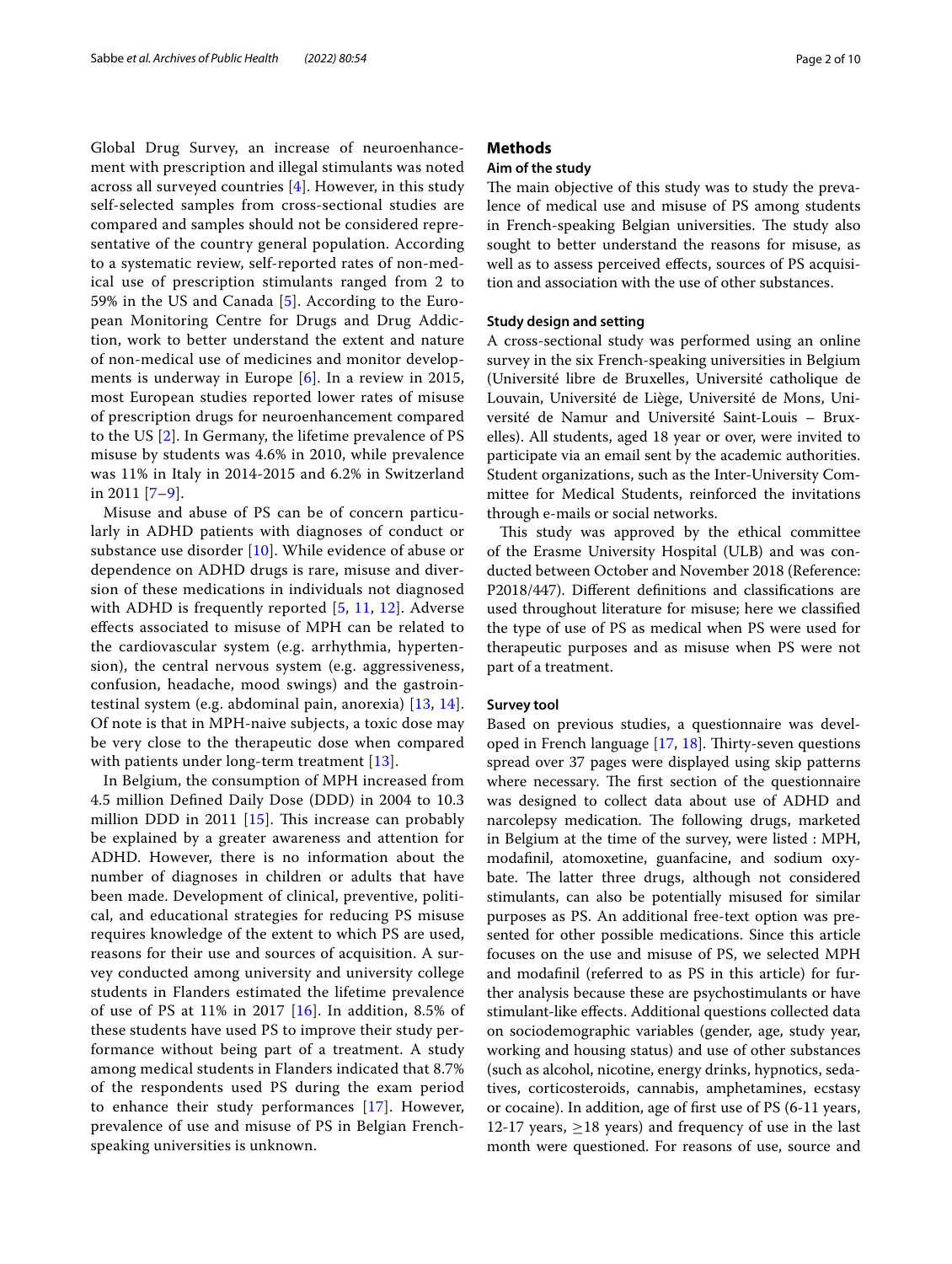Global Drug Survey, an increase of neuroenhancement with prescription and illegal stimulants was noted across all surveyed countries [4]. However, in this study self-selected samples from cross-sectional studies are compared and samples should not be considered representative of the country general population. According to a systematic review, self-reported rates of non-medical use of prescription stimulants ranged from 2 to 59% in the US and Canada [5]. According to the European Monitoring Centre for Drugs and Drug Addiction, work to better understand the extent and nature of non-medical use of medicines and monitor developments is underway in Europe [6]. In a review in 2015, most European studies reported lower rates of misuse of prescription drugs for neuroenhancement compared to the US [2]. In Germany, the lifetime prevalence of PS misuse by students was 4.6% in 2010, while prevalence was 11% in Italy in 2014-2015 and 6.2% in Switzerland in 2011 [7–9].

Misuse and abuse of PS can be of concern particularly in ADHD patients with diagnoses of conduct or substance use disorder [10]. While evidence of abuse or dependence on ADHD drugs is rare, misuse and diversion of these medications in individuals not diagnosed with ADHD is frequently reported [5, 11, 12]. Adverse effects associated to misuse of MPH can be related to the cardiovascular system (e.g. arrhythmia, hypertension), the central nervous system (e.g. aggressiveness, confusion, headache, mood swings) and the gastrointestinal system (e.g. abdominal pain, anorexia) [13, 14]. Of note is that in MPH-naive subjects, a toxic dose may be very close to the therapeutic dose when compared with patients under long-term treatment [13].

In Belgium, the consumption of MPH increased from 4.5 million Defined Daily Dose (DDD) in 2004 to 10.3 million DDD in 2011 [15]. This increase can probably be explained by a greater awareness and attention for ADHD. However, there is no information about the number of diagnoses in children or adults that have been made. Development of clinical, preventive, political, and educational strategies for reducing PS misuse requires knowledge of the extent to which PS are used, reasons for their use and sources of acquisition. A survey conducted among university and university college students in Flanders estimated the lifetime prevalence of use of PS at 11% in 2017 [16]. In addition, 8.5% of these students have used PS to improve their study performance without being part of a treatment. A study among medical students in Flanders indicated that 8.7% of the respondents used PS during the exam period to enhance their study performances [17]. However, prevalence of use and misuse of PS in Belgian French-speaking universities is unknown.

## Methods

### Aim of the study

The main objective of this study was to study the prevalence of medical use and misuse of PS among students in French-speaking Belgian universities. The study also sought to better understand the reasons for misuse, as well as to assess perceived effects, sources of PS acquisition and association with the use of other substances.

### Study design and setting

A cross-sectional study was performed using an online survey in the six French-speaking universities in Belgium (Université libre de Bruxelles, Université catholique de Louvain, Université de Liège, Université de Mons, Université de Namur and Université Saint-Louis – Bruxelles). All students, aged 18 year or over, were invited to participate via an email sent by the academic authorities. Student organizations, such as the Inter-University Committee for Medical Students, reinforced the invitations through e-mails or social networks.

This study was approved by the ethical committee of the Erasme University Hospital (ULB) and was conducted between October and November 2018 (Reference: P2018/447). Different definitions and classifications are used throughout literature for misuse; here we classified the type of use of PS as medical when PS were used for therapeutic purposes and as misuse when PS were not part of a treatment.

### Survey tool

Based on previous studies, a questionnaire was developed in French language [17, 18]. Thirty-seven questions spread over 37 pages were displayed using skip patterns where necessary. The first section of the questionnaire was designed to collect data about use of ADHD and narcolepsy medication. The following drugs, marketed in Belgium at the time of the survey, were listed : MPH, modafinil, atomoxetine, guanfacine, and sodium oxybate. The latter three drugs, although not considered stimulants, can also be potentially misused for similar purposes as PS. An additional free-text option was presented for other possible medications. Since this article focuses on the use and misuse of PS, we selected MPH and modafinil (referred to as PS in this article) for further analysis because these are psychostimulants or have stimulant-like effects. Additional questions collected data on sociodemographic variables (gender, age, study year, working and housing status) and use of other substances (such as alcohol, nicotine, energy drinks, hypnotics, sedatives, corticosteroids, cannabis, amphetamines, ecstasy or cocaine). In addition, age of first use of PS (6-11 years, 12-17 years, ≥18 years) and frequency of use in the last month were questioned. For reasons of use, source and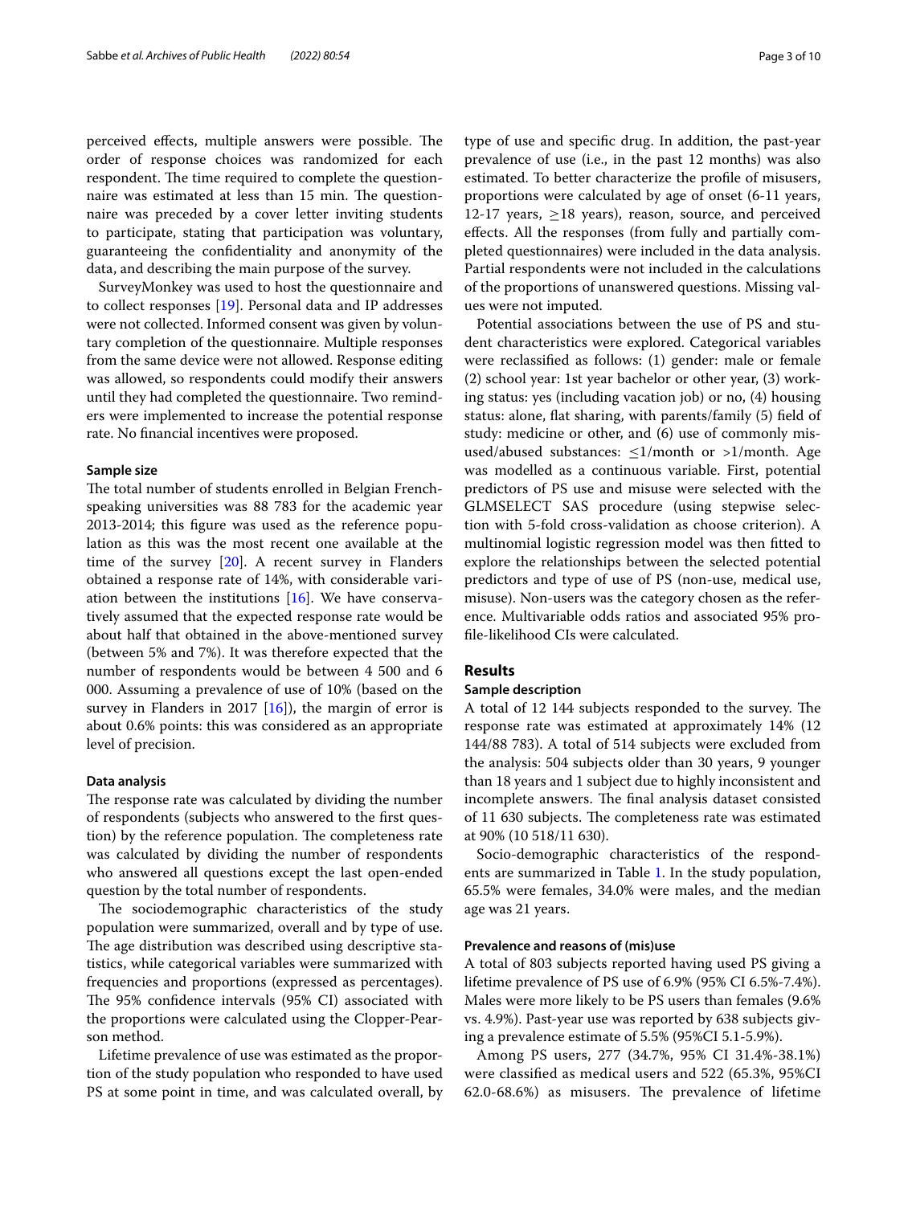perceived effects, multiple answers were possible. The order of response choices was randomized for each respondent. The time required to complete the questionnaire was estimated at less than 15 min. The questionnaire was preceded by a cover letter inviting students to participate, stating that participation was voluntary, guaranteeing the confidentiality and anonymity of the data, and describing the main purpose of the survey.

SurveyMonkey was used to host the questionnaire and to collect responses [19]. Personal data and IP addresses were not collected. Informed consent was given by voluntary completion of the questionnaire. Multiple responses from the same device were not allowed. Response editing was allowed, so respondents could modify their answers until they had completed the questionnaire. Two reminders were implemented to increase the potential response rate. No financial incentives were proposed.

### Sample size

The total number of students enrolled in Belgian French-speaking universities was 88 783 for the academic year 2013-2014; this figure was used as the reference population as this was the most recent one available at the time of the survey [20]. A recent survey in Flanders obtained a response rate of 14%, with considerable variation between the institutions [16]. We have conservatively assumed that the expected response rate would be about half that obtained in the above-mentioned survey (between 5% and 7%). It was therefore expected that the number of respondents would be between 4 500 and 6 000. Assuming a prevalence of use of 10% (based on the survey in Flanders in 2017 [16]), the margin of error is about 0.6% points: this was considered as an appropriate level of precision.

### Data analysis

The response rate was calculated by dividing the number of respondents (subjects who answered to the first question) by the reference population. The completeness rate was calculated by dividing the number of respondents who answered all questions except the last open-ended question by the total number of respondents.

The sociodemographic characteristics of the study population were summarized, overall and by type of use. The age distribution was described using descriptive statistics, while categorical variables were summarized with frequencies and proportions (expressed as percentages). The 95% confidence intervals (95% CI) associated with the proportions were calculated using the Clopper-Pearson method.

Lifetime prevalence of use was estimated as the proportion of the study population who responded to have used PS at some point in time, and was calculated overall, by type of use and specific drug. In addition, the past-year prevalence of use (i.e., in the past 12 months) was also estimated. To better characterize the profile of misusers, proportions were calculated by age of onset (6-11 years, 12-17 years, ≥18 years), reason, source, and perceived effects. All the responses (from fully and partially completed questionnaires) were included in the data analysis. Partial respondents were not included in the calculations of the proportions of unanswered questions. Missing values were not imputed.

Potential associations between the use of PS and student characteristics were explored. Categorical variables were reclassified as follows: (1) gender: male or female (2) school year: 1st year bachelor or other year, (3) working status: yes (including vacation job) or no, (4) housing status: alone, flat sharing, with parents/family (5) field of study: medicine or other, and (6) use of commonly misused/abused substances: ≤1/month or >1/month. Age was modelled as a continuous variable. First, potential predictors of PS use and misuse were selected with the GLMSELECT SAS procedure (using stepwise selection with 5-fold cross-validation as choose criterion). A multinomial logistic regression model was then fitted to explore the relationships between the selected potential predictors and type of use of PS (non-use, medical use, misuse). Non-users was the category chosen as the reference. Multivariable odds ratios and associated 95% profile-likelihood CIs were calculated.

## Results

### Sample description

A total of 12 144 subjects responded to the survey. The response rate was estimated at approximately 14% (12 144/88 783). A total of 514 subjects were excluded from the analysis: 504 subjects older than 30 years, 9 younger than 18 years and 1 subject due to highly inconsistent and incomplete answers. The final analysis dataset consisted of 11 630 subjects. The completeness rate was estimated at 90% (10 518/11 630).

Socio-demographic characteristics of the respondents are summarized in Table 1. In the study population, 65.5% were females, 34.0% were males, and the median age was 21 years.

### Prevalence and reasons of (mis)use

A total of 803 subjects reported having used PS giving a lifetime prevalence of PS use of 6.9% (95% CI 6.5%-7.4%). Males were more likely to be PS users than females (9.6% vs. 4.9%). Past-year use was reported by 638 subjects giving a prevalence estimate of 5.5% (95%CI 5.1-5.9%).

Among PS users, 277 (34.7%, 95% CI 31.4%-38.1%) were classified as medical users and 522 (65.3%, 95%CI 62.0-68.6%) as misusers. The prevalence of lifetime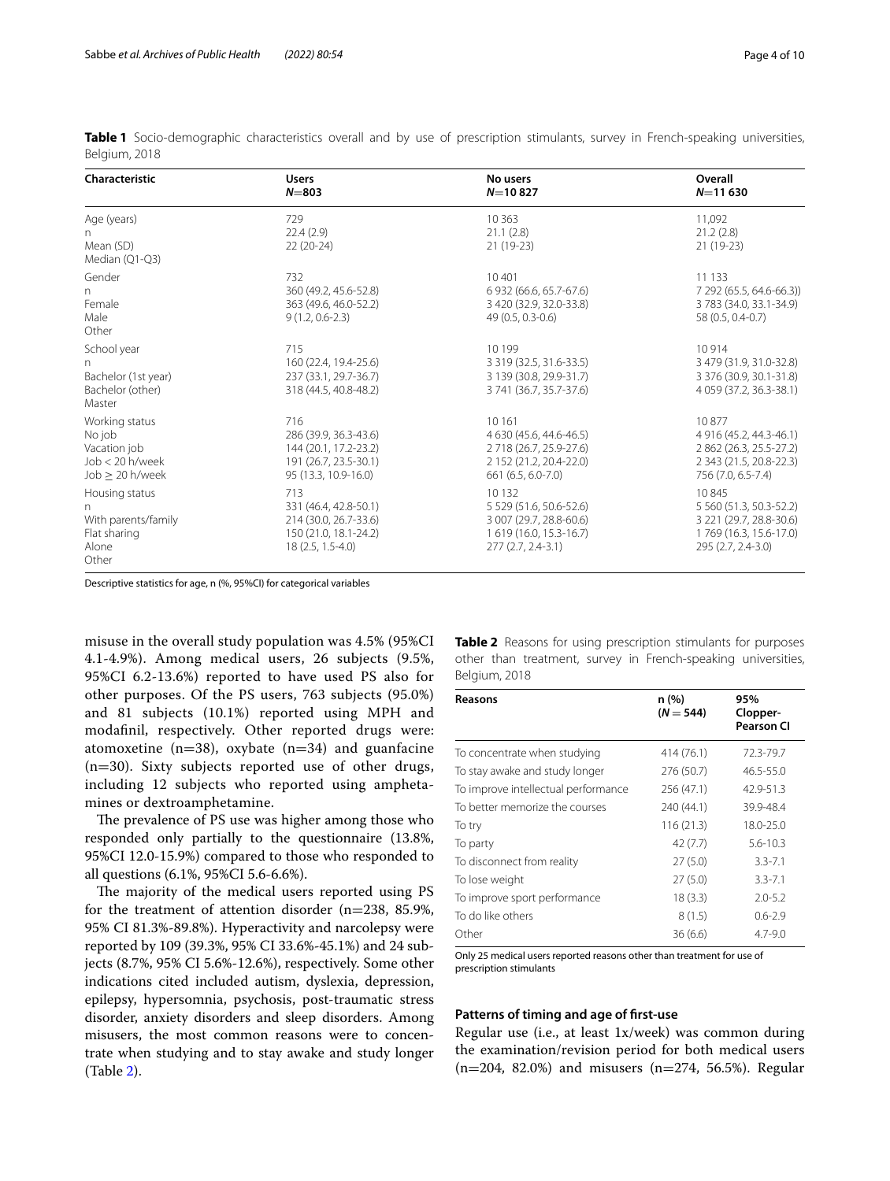**Table 1** Socio-demographic characteristics overall and by use of prescription stimulants, survey in French-speaking universities, Belgium, 2018

| Characteristic | Users $N=803$ | No users $N=10\,827$ | Overall $N=11\,630$ |
|---|---|---|---|
| Age (years) | | | |
| n | 729 | 10 363 | 11,092 |
| Mean (SD) | 22.4 (2.9) | 21.1 (2.8) | 21.2 (2.8) |
| Median (Q1-Q3) | 22 (20-24) | 21 (19-23) | 21 (19-23) |
| Gender | | | |
| n | 732 | 10 401 | 11 133 |
| Female | 360 (49.2, 45.6-52.8) | 6 932 (66.6, 65.7-67.6) | 7 292 (65.5, 64.6-66.3)) |
| Male | 363 (49.6, 46.0-52.2) | 3 420 (32.9, 32.0-33.8) | 3 783 (34.0, 33.1-34.9) |
| Other | 9 (1.2, 0.6-2.3) | 49 (0.5, 0.3-0.6) | 58 (0.5, 0.4-0.7) |
| School year | | | |
| n | 715 | 10 199 | 10 914 |
| Bachelor (1st year) | 160 (22.4, 19.4-25.6) | 3 319 (32.5, 31.6-33.5) | 3 479 (31.9, 31.0-32.8) |
| Bachelor (other) | 237 (33.1, 29.7-36.7) | 3 139 (30.8, 29.9-31.7) | 3 376 (30.9, 30.1-31.8) |
| Master | 318 (44.5, 40.8-48.2) | 3 741 (36.7, 35.7-37.6) | 4 059 (37.2, 36.3-38.1) |
| Working status | 716 | 10 161 | 10 877 |
| No job | 286 (39.9, 36.3-43.6) | 4 630 (45.6, 44.6-46.5) | 4 916 (45.2, 44.3-46.1) |
| Vacation job | 144 (20.1, 17.2-23.2) | 2 718 (26.7, 25.9-27.6) | 2 862 (26.3, 25.5-27.2) |
| Job < 20 h/week | 191 (26.7, 23.5-30.1) | 2 152 (21.2, 20.4-22.0) | 2 343 (21.5, 20.8-22.3) |
| Job ≥ 20 h/week | 95 (13.3, 10.9-16.0) | 661 (6.5, 6.0-7.0) | 756 (7.0, 6.5-7.4) |
| Housing status | | | |
| n | 713 | 10 132 | 10 845 |
| With parents/family | 331 (46.4, 42.8-50.1) | 5 529 (51.6, 50.6-52.6) | 5 560 (51.3, 50.3-52.2) |
| Flat sharing | 214 (30.0, 26.7-33.6) | 3 007 (29.7, 28.8-60.6) | 3 221 (29.7, 28.8-30.6) |
| Alone | 150 (21.0, 18.1-24.2) | 1 619 (16.0, 15.3-16.7) | 1 769 (16.3, 15.6-17.0) |
| Other | 18 (2.5, 1.5-4.0) | 277 (2.7, 2.4-3.1) | 295 (2.7, 2.4-3.0) |

Descriptive statistics for age, n (%, 95%CI) for categorical variables

misuse in the overall study population was 4.5% (95%CI 4.1-4.9%). Among medical users, 26 subjects (9.5%, 95%CI 6.2-13.6%) reported to have used PS also for other purposes. Of the PS users, 763 subjects (95.0%) and 81 subjects (10.1%) reported using MPH and modafinil, respectively. Other reported drugs were: atomoxetine (n=38), oxybate (n=34) and guanfacine (n=30). Sixty subjects reported use of other drugs, including 12 subjects who reported using amphetamines or dextroamphetamine.

The prevalence of PS use was higher among those who responded only partially to the questionnaire (13.8%, 95%CI 12.0-15.9%) compared to those who responded to all questions (6.1%, 95%CI 5.6-6.6%).

The majority of the medical users reported using PS for the treatment of attention disorder (n=238, 85.9%, 95% CI 81.3%-89.8%). Hyperactivity and narcolepsy were reported by 109 (39.3%, 95% CI 33.6%-45.1%) and 24 subjects (8.7%, 95% CI 5.6%-12.6%), respectively. Some other indications cited included autism, dyslexia, depression, epilepsy, hypersomnia, psychosis, post-traumatic stress disorder, anxiety disorders and sleep disorders. Among misusers, the most common reasons were to concentrate when studying and to stay awake and study longer (Table 2).

**Table 2** Reasons for using prescription stimulants for purposes other than treatment, survey in French-speaking universities, Belgium, 2018

| Reasons | n (%) ($N=544$) | 95% Clopper-Pearson CI |
|---|---|---|
| To concentrate when studying | 414 (76.1) | 72.3-79.7 |
| To stay awake and study longer | 276 (50.7) | 46.5-55.0 |
| To improve intellectual performance | 256 (47.1) | 42.9-51.3 |
| To better memorize the courses | 240 (44.1) | 39.9-48.4 |
| To try | 116 (21.3) | 18.0-25.0 |
| To party | 42 (7.7) | 5.6-10.3 |
| To disconnect from reality | 27 (5.0) | 3.3-7.1 |
| To lose weight | 27 (5.0) | 3.3-7.1 |
| To improve sport performance | 18 (3.3) | 2.0-5.2 |
| To do like others | 8 (1.5) | 0.6-2.9 |
| Other | 36 (6.6) | 4.7-9.0 |

Only 25 medical users reported reasons other than treatment for use of prescription stimulants

### Patterns of timing and age of first-use

Regular use (i.e., at least 1x/week) was common during the examination/revision period for both medical users (n=204, 82.0%) and misusers (n=274, 56.5%). Regular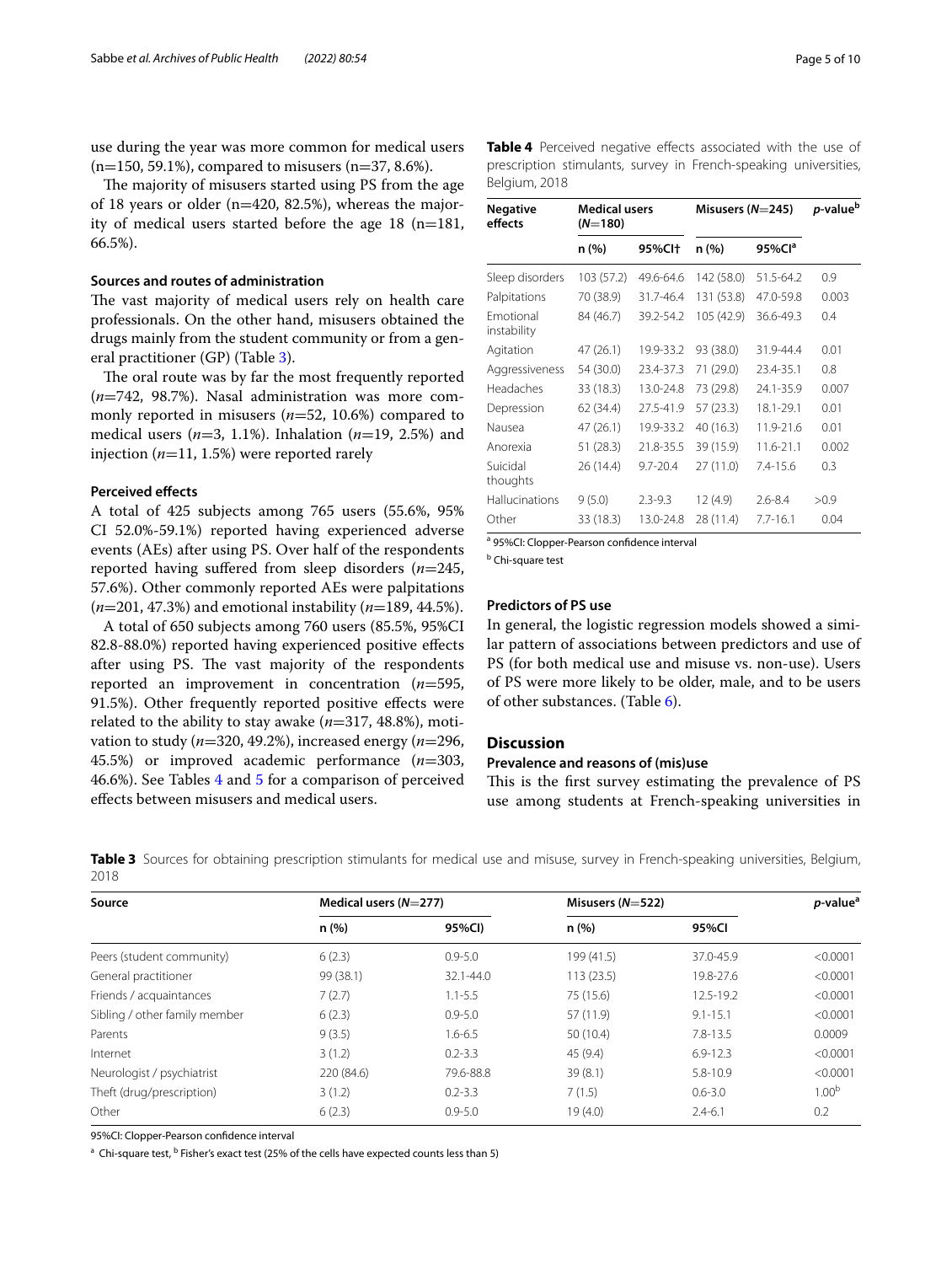use during the year was more common for medical users (n=150, 59.1%), compared to misusers (n=37, 8.6%).

The majority of misusers started using PS from the age of 18 years or older (n=420, 82.5%), whereas the majority of medical users started before the age 18 (n=181, 66.5%).

### Sources and routes of administration

The vast majority of medical users rely on health care professionals. On the other hand, misusers obtained the drugs mainly from the student community or from a general practitioner (GP) (Table 3).

The oral route was by far the most frequently reported (*n*=742, 98.7%). Nasal administration was more commonly reported in misusers (*n*=52, 10.6%) compared to medical users (*n*=3, 1.1%). Inhalation (*n*=19, 2.5%) and injection (*n*=11, 1.5%) were reported rarely

### Perceived effects

A total of 425 subjects among 765 users (55.6%, 95% CI 52.0%-59.1%) reported having experienced adverse events (AEs) after using PS. Over half of the respondents reported having suffered from sleep disorders (*n*=245, 57.6%). Other commonly reported AEs were palpitations (*n*=201, 47.3%) and emotional instability (*n*=189, 44.5%).

A total of 650 subjects among 760 users (85.5%, 95%CI 82.8-88.0%) reported having experienced positive effects after using PS. The vast majority of the respondents reported an improvement in concentration (*n*=595, 91.5%). Other frequently reported positive effects were related to the ability to stay awake (*n*=317, 48.8%), motivation to study (*n*=320, 49.2%), increased energy (*n*=296, 45.5%) or improved academic performance (*n*=303, 46.6%). See Tables 4 and 5 for a comparison of perceived effects between misusers and medical users.

**Table 4** Perceived negative effects associated with the use of prescription stimulants, survey in French-speaking universities, Belgium, 2018

| Negative effects | Medical users (*N*=180) | | Misusers (*N*=245) | | *p*-value[b] |
|---|---|---|---|---|---|
| | n (%) | 95%CI† | n (%) | 95%CI[a] | |
| Sleep disorders | 103 (57.2) | 49.6-64.6 | 142 (58.0) | 51.5-64.2 | 0.9 |
| Palpitations | 70 (38.9) | 31.7-46.4 | 131 (53.8) | 47.0-59.8 | 0.003 |
| Emotional instability | 84 (46.7) | 39.2-54.2 | 105 (42.9) | 36.6-49.3 | 0.4 |
| Agitation | 47 (26.1) | 19.9-33.2 | 93 (38.0) | 31.9-44.4 | 0.01 |
| Aggressiveness | 54 (30.0) | 23.4-37.3 | 71 (29.0) | 23.4-35.1 | 0.8 |
| Headaches | 33 (18.3) | 13.0-24.8 | 73 (29.8) | 24.1-35.9 | 0.007 |
| Depression | 62 (34.4) | 27.5-41.9 | 57 (23.3) | 18.1-29.1 | 0.01 |
| Nausea | 47 (26.1) | 19.9-33.2 | 40 (16.3) | 11.9-21.6 | 0.01 |
| Anorexia | 51 (28.3) | 21.8-35.5 | 39 (15.9) | 11.6-21.1 | 0.002 |
| Suicidal thoughts | 26 (14.4) | 9.7-20.4 | 27 (11.0) | 7.4-15.6 | 0.3 |
| Hallucinations | 9 (5.0) | 2.3-9.3 | 12 (4.9) | 2.6-8.4 | >0.9 |
| Other | 33 (18.3) | 13.0-24.8 | 28 (11.4) | 7.7-16.1 | 0.04 |

[a] 95%CI: Clopper-Pearson confidence interval

[b] Chi-square test

### Predictors of PS use

In general, the logistic regression models showed a similar pattern of associations between predictors and use of PS (for both medical use and misuse vs. non-use). Users of PS were more likely to be older, male, and to be users of other substances. (Table 6).

## Discussion

### Prevalence and reasons of (mis)use

This is the first survey estimating the prevalence of PS use among students at French-speaking universities in

**Table 3** Sources for obtaining prescription stimulants for medical use and misuse, survey in French-speaking universities, Belgium, 2018

| Source | Medical users (*N*=277) | | Misusers (*N*=522) | | *p*-value[a] |
|---|---|---|---|---|---|
| | n (%) | 95%CI) | n (%) | 95%CI | |
| Peers (student community) | 6 (2.3) | 0.9-5.0 | 199 (41.5) | 37.0-45.9 | <0.0001 |
| General practitioner | 99 (38.1) | 32.1-44.0 | 113 (23.5) | 19.8-27.6 | <0.0001 |
| Friends / acquaintances | 7 (2.7) | 1.1-5.5 | 75 (15.6) | 12.5-19.2 | <0.0001 |
| Sibling / other family member | 6 (2.3) | 0.9-5.0 | 57 (11.9) | 9.1-15.1 | <0.0001 |
| Parents | 9 (3.5) | 1.6-6.5 | 50 (10.4) | 7.8-13.5 | 0.0009 |
| Internet | 3 (1.2) | 0.2-3.3 | 45 (9.4) | 6.9-12.3 | <0.0001 |
| Neurologist / psychiatrist | 220 (84.6) | 79.6-88.8 | 39 (8.1) | 5.8-10.9 | <0.0001 |
| Theft (drug/prescription) | 3 (1.2) | 0.2-3.3 | 7 (1.5) | 0.6-3.0 | 1.00[b] |
| Other | 6 (2.3) | 0.9-5.0 | 19 (4.0) | 2.4-6.1 | 0.2 |

95%CI: Clopper-Pearson confidence interval

[a] Chi-square test, [b] Fisher's exact test (25% of the cells have expected counts less than 5)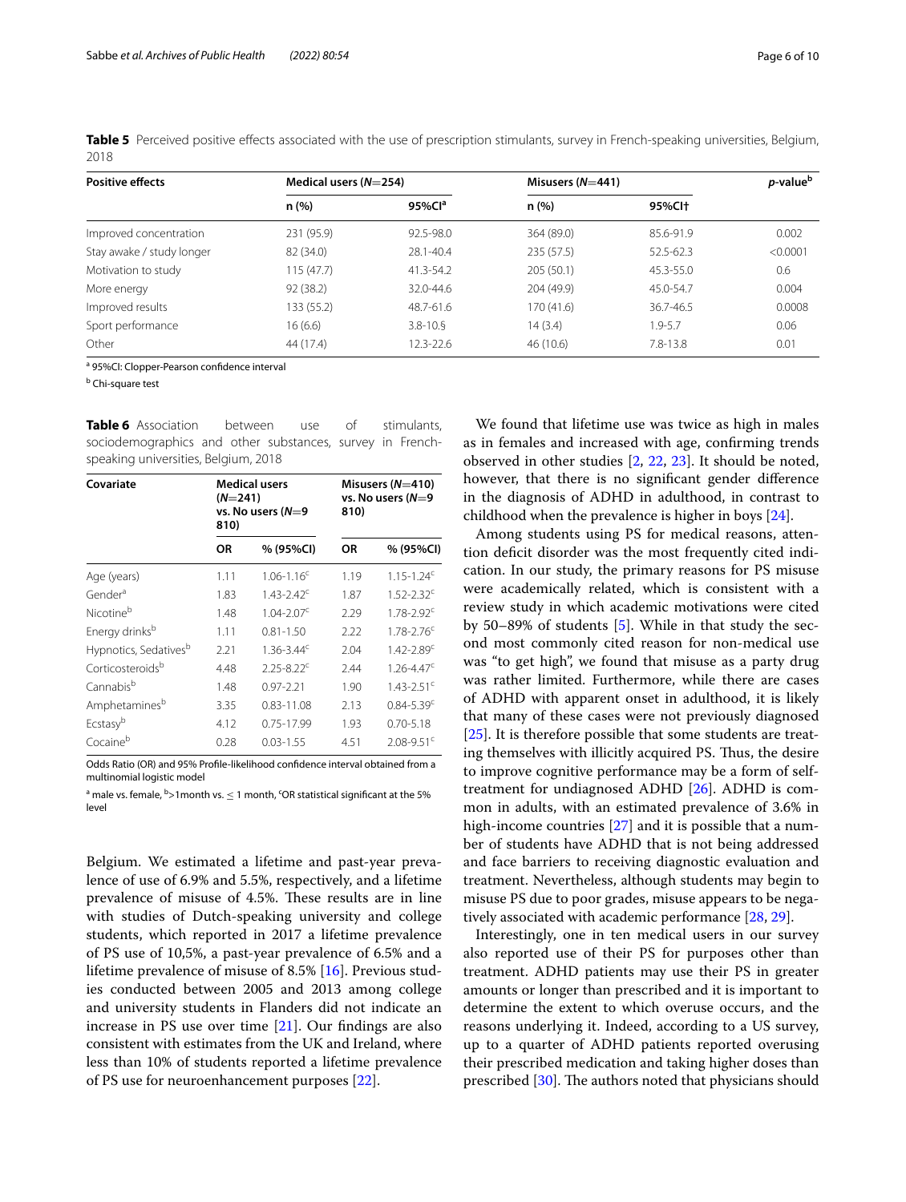**Table 5** Perceived positive effects associated with the use of prescription stimulants, survey in French-speaking universities, Belgium, 2018

| Positive effects | Medical users (N=254) | | Misusers (N=441) | | p-value[b] |
|---|---|---|---|---|---|
| | n (%) | 95%CI[a] | n (%) | 95%CI† | |
| Improved concentration | 231 (95.9) | 92.5-98.0 | 364 (89.0) | 85.6-91.9 | 0.002 |
| Stay awake / study longer | 82 (34.0) | 28.1-40.4 | 235 (57.5) | 52.5-62.3 | <0.0001 |
| Motivation to study | 115 (47.7) | 41.3-54.2 | 205 (50.1) | 45.3-55.0 | 0.6 |
| More energy | 92 (38.2) | 32.0-44.6 | 204 (49.9) | 45.0-54.7 | 0.004 |
| Improved results | 133 (55.2) | 48.7-61.6 | 170 (41.6) | 36.7-46.5 | 0.0008 |
| Sport performance | 16 (6.6) | 3.8-10.§ | 14 (3.4) | 1.9-5.7 | 0.06 |
| Other | 44 (17.4) | 12.3-22.6 | 46 (10.6) | 7.8-13.8 | 0.01 |

[a] 95%CI: Clopper-Pearson confidence interval

[b] Chi-square test

**Table 6** Association between use of stimulants, sociodemographics and other substances, survey in French-speaking universities, Belgium, 2018

| Covariate | Medical users (N=241) vs. No users (N=9 810) | | Misusers (N=410) vs. No users (N=9 810) | |
|---|---|---|---|---|
| | OR | % (95%CI) | OR | % (95%CI) |
| Age (years) | 1.11 | 1.06-1.16[c] | 1.19 | 1.15-1.24[c] |
| Gender[a] | 1.83 | 1.43-2.42[c] | 1.87 | 1.52-2.32[c] |
| Nicotine[b] | 1.48 | 1.04-2.07[c] | 2.29 | 1.78-2.92[c] |
| Energy drinks[b] | 1.11 | 0.81-1.50 | 2.22 | 1.78-2.76[c] |
| Hypnotics, Sedatives[b] | 2.21 | 1.36-3.44[c] | 2.04 | 1.42-2.89[c] |
| Corticosteroids[b] | 4.48 | 2.25-8.22[c] | 2.44 | 1.26-4.47[c] |
| Cannabis[b] | 1.48 | 0.97-2.21 | 1.90 | 1.43-2.51[c] |
| Amphetamines[b] | 3.35 | 0.83-11.08 | 2.13 | 0.84-5.39[c] |
| Ecstasy[b] | 4.12 | 0.75-17.99 | 1.93 | 0.70-5.18 |
| Cocaine[b] | 0.28 | 0.03-1.55 | 4.51 | 2.08-9.51[c] |

Odds Ratio (OR) and 95% Profile-likelihood confidence interval obtained from a multinomial logistic model

[a] male vs. female, [b]>1month vs. ≤ 1 month, [c]OR statistical significant at the 5% level

Belgium. We estimated a lifetime and past-year prevalence of use of 6.9% and 5.5%, respectively, and a lifetime prevalence of misuse of 4.5%. These results are in line with studies of Dutch-speaking university and college students, which reported in 2017 a lifetime prevalence of PS use of 10,5%, a past-year prevalence of 6.5% and a lifetime prevalence of misuse of 8.5% [16]. Previous studies conducted between 2005 and 2013 among college and university students in Flanders did not indicate an increase in PS use over time [21]. Our findings are also consistent with estimates from the UK and Ireland, where less than 10% of students reported a lifetime prevalence of PS use for neuroenhancement purposes [22].

We found that lifetime use was twice as high in males as in females and increased with age, confirming trends observed in other studies [2, 22, 23]. It should be noted, however, that there is no significant gender difference in the diagnosis of ADHD in adulthood, in contrast to childhood when the prevalence is higher in boys [24].

Among students using PS for medical reasons, attention deficit disorder was the most frequently cited indication. In our study, the primary reasons for PS misuse were academically related, which is consistent with a review study in which academic motivations were cited by 50–89% of students [5]. While in that study the second most commonly cited reason for non-medical use was "to get high", we found that misuse as a party drug was rather limited. Furthermore, while there are cases of ADHD with apparent onset in adulthood, it is likely that many of these cases were not previously diagnosed [25]. It is therefore possible that some students are treating themselves with illicitly acquired PS. Thus, the desire to improve cognitive performance may be a form of self-treatment for undiagnosed ADHD [26]. ADHD is common in adults, with an estimated prevalence of 3.6% in high-income countries [27] and it is possible that a number of students have ADHD that is not being addressed and face barriers to receiving diagnostic evaluation and treatment. Nevertheless, although students may begin to misuse PS due to poor grades, misuse appears to be negatively associated with academic performance [28, 29].

Interestingly, one in ten medical users in our survey also reported use of their PS for purposes other than treatment. ADHD patients may use their PS in greater amounts or longer than prescribed and it is important to determine the extent to which overuse occurs, and the reasons underlying it. Indeed, according to a US survey, up to a quarter of ADHD patients reported overusing their prescribed medication and taking higher doses than prescribed [30]. The authors noted that physicians should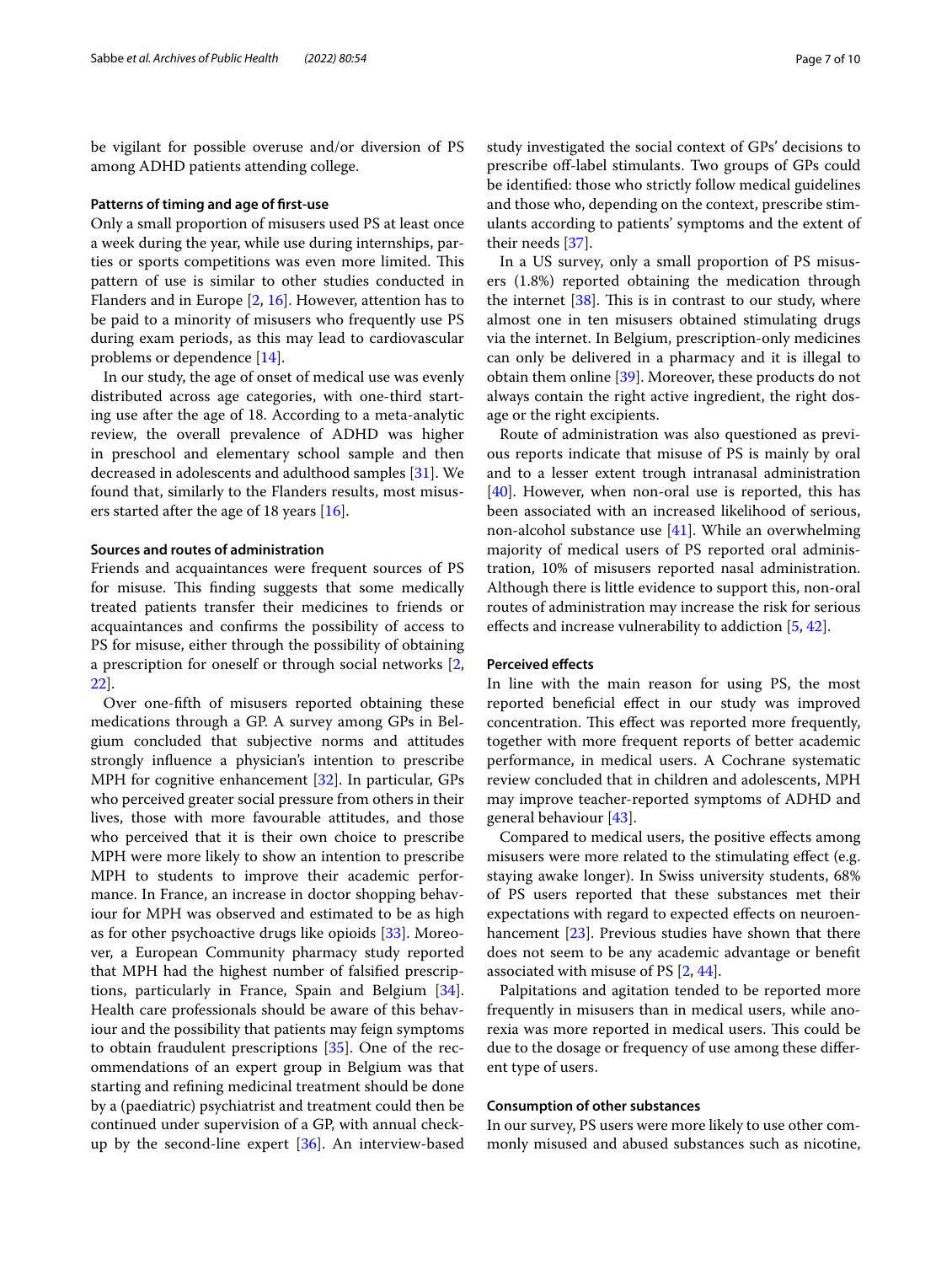be vigilant for possible overuse and/or diversion of PS among ADHD patients attending college.

#### Patterns of timing and age of first-use

Only a small proportion of misusers used PS at least once a week during the year, while use during internships, parties or sports competitions was even more limited. This pattern of use is similar to other studies conducted in Flanders and in Europe [2, 16]. However, attention has to be paid to a minority of misusers who frequently use PS during exam periods, as this may lead to cardiovascular problems or dependence [14].

In our study, the age of onset of medical use was evenly distributed across age categories, with one-third starting use after the age of 18. According to a meta-analytic review, the overall prevalence of ADHD was higher in preschool and elementary school sample and then decreased in adolescents and adulthood samples [31]. We found that, similarly to the Flanders results, most misusers started after the age of 18 years [16].

#### Sources and routes of administration

Friends and acquaintances were frequent sources of PS for misuse. This finding suggests that some medically treated patients transfer their medicines to friends or acquaintances and confirms the possibility of access to PS for misuse, either through the possibility of obtaining a prescription for oneself or through social networks [2, 22].

Over one-fifth of misusers reported obtaining these medications through a GP. A survey among GPs in Belgium concluded that subjective norms and attitudes strongly influence a physician's intention to prescribe MPH for cognitive enhancement [32]. In particular, GPs who perceived greater social pressure from others in their lives, those with more favourable attitudes, and those who perceived that it is their own choice to prescribe MPH were more likely to show an intention to prescribe MPH to students to improve their academic performance. In France, an increase in doctor shopping behaviour for MPH was observed and estimated to be as high as for other psychoactive drugs like opioids [33]. Moreover, a European Community pharmacy study reported that MPH had the highest number of falsified prescriptions, particularly in France, Spain and Belgium [34]. Health care professionals should be aware of this behaviour and the possibility that patients may feign symptoms to obtain fraudulent prescriptions [35]. One of the recommendations of an expert group in Belgium was that starting and refining medicinal treatment should be done by a (paediatric) psychiatrist and treatment could then be continued under supervision of a GP, with annual check-up by the second-line expert [36]. An interview-based study investigated the social context of GPs' decisions to prescribe off-label stimulants. Two groups of GPs could be identified: those who strictly follow medical guidelines and those who, depending on the context, prescribe stimulants according to patients' symptoms and the extent of their needs [37].

In a US survey, only a small proportion of PS misusers (1.8%) reported obtaining the medication through the internet [38]. This is in contrast to our study, where almost one in ten misusers obtained stimulating drugs via the internet. In Belgium, prescription-only medicines can only be delivered in a pharmacy and it is illegal to obtain them online [39]. Moreover, these products do not always contain the right active ingredient, the right dosage or the right excipients.

Route of administration was also questioned as previous reports indicate that misuse of PS is mainly by oral and to a lesser extent trough intranasal administration [40]. However, when non-oral use is reported, this has been associated with an increased likelihood of serious, non-alcohol substance use [41]. While an overwhelming majority of medical users of PS reported oral administration, 10% of misusers reported nasal administration. Although there is little evidence to support this, non-oral routes of administration may increase the risk for serious effects and increase vulnerability to addiction [5, 42].

#### Perceived effects

In line with the main reason for using PS, the most reported beneficial effect in our study was improved concentration. This effect was reported more frequently, together with more frequent reports of better academic performance, in medical users. A Cochrane systematic review concluded that in children and adolescents, MPH may improve teacher-reported symptoms of ADHD and general behaviour [43].

Compared to medical users, the positive effects among misusers were more related to the stimulating effect (e.g. staying awake longer). In Swiss university students, 68% of PS users reported that these substances met their expectations with regard to expected effects on neuroenhancement [23]. Previous studies have shown that there does not seem to be any academic advantage or benefit associated with misuse of PS [2, 44].

Palpitations and agitation tended to be reported more frequently in misusers than in medical users, while anorexia was more reported in medical users. This could be due to the dosage or frequency of use among these different type of users.

#### Consumption of other substances

In our survey, PS users were more likely to use other commonly misused and abused substances such as nicotine,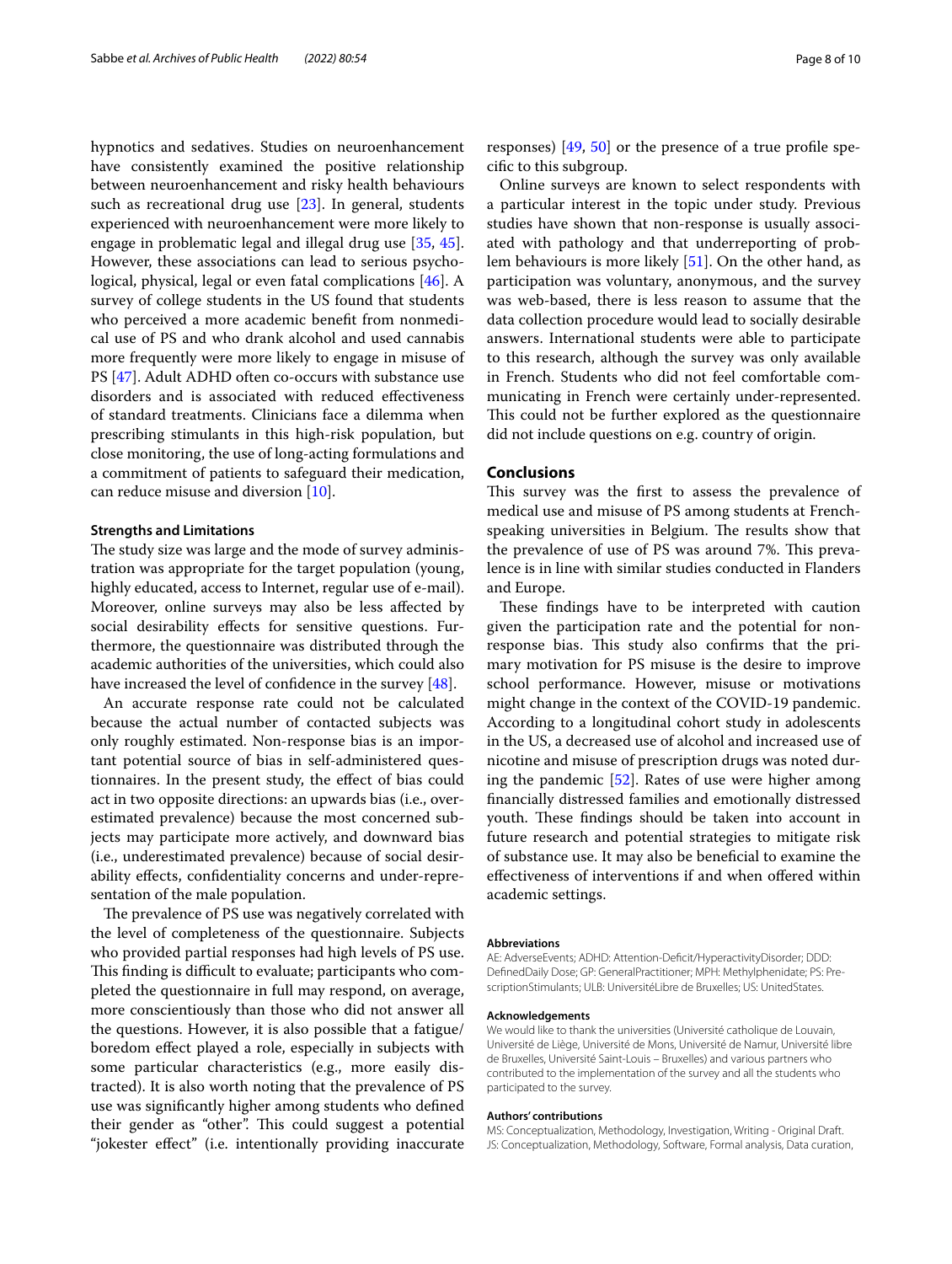hypnotics and sedatives. Studies on neuroenhancement have consistently examined the positive relationship between neuroenhancement and risky health behaviours such as recreational drug use [23]. In general, students experienced with neuroenhancement were more likely to engage in problematic legal and illegal drug use [35, 45]. However, these associations can lead to serious psychological, physical, legal or even fatal complications [46]. A survey of college students in the US found that students who perceived a more academic benefit from nonmedical use of PS and who drank alcohol and used cannabis more frequently were more likely to engage in misuse of PS [47]. Adult ADHD often co-occurs with substance use disorders and is associated with reduced effectiveness of standard treatments. Clinicians face a dilemma when prescribing stimulants in this high-risk population, but close monitoring, the use of long-acting formulations and a commitment of patients to safeguard their medication, can reduce misuse and diversion [10].

### Strengths and Limitations

The study size was large and the mode of survey administration was appropriate for the target population (young, highly educated, access to Internet, regular use of e-mail). Moreover, online surveys may also be less affected by social desirability effects for sensitive questions. Furthermore, the questionnaire was distributed through the academic authorities of the universities, which could also have increased the level of confidence in the survey [48].

An accurate response rate could not be calculated because the actual number of contacted subjects was only roughly estimated. Non-response bias is an important potential source of bias in self-administered questionnaires. In the present study, the effect of bias could act in two opposite directions: an upwards bias (i.e., overestimated prevalence) because the most concerned subjects may participate more actively, and downward bias (i.e., underestimated prevalence) because of social desirability effects, confidentiality concerns and under-representation of the male population.

The prevalence of PS use was negatively correlated with the level of completeness of the questionnaire. Subjects who provided partial responses had high levels of PS use. This finding is difficult to evaluate; participants who completed the questionnaire in full may respond, on average, more conscientiously than those who did not answer all the questions. However, it is also possible that a fatigue/boredom effect played a role, especially in subjects with some particular characteristics (e.g., more easily distracted). It is also worth noting that the prevalence of PS use was significantly higher among students who defined their gender as "other". This could suggest a potential "jokester effect" (i.e. intentionally providing inaccurate responses) [49, 50] or the presence of a true profile specific to this subgroup.

Online surveys are known to select respondents with a particular interest in the topic under study. Previous studies have shown that non-response is usually associated with pathology and that underreporting of problem behaviours is more likely [51]. On the other hand, as participation was voluntary, anonymous, and the survey was web-based, there is less reason to assume that the data collection procedure would lead to socially desirable answers. International students were able to participate to this research, although the survey was only available in French. Students who did not feel comfortable communicating in French were certainly under-represented. This could not be further explored as the questionnaire did not include questions on e.g. country of origin.

## Conclusions

This survey was the first to assess the prevalence of medical use and misuse of PS among students at French-speaking universities in Belgium. The results show that the prevalence of use of PS was around 7%. This prevalence is in line with similar studies conducted in Flanders and Europe.

These findings have to be interpreted with caution given the participation rate and the potential for non-response bias. This study also confirms that the primary motivation for PS misuse is the desire to improve school performance. However, misuse or motivations might change in the context of the COVID-19 pandemic. According to a longitudinal cohort study in adolescents in the US, a decreased use of alcohol and increased use of nicotine and misuse of prescription drugs was noted during the pandemic [52]. Rates of use were higher among financially distressed families and emotionally distressed youth. These findings should be taken into account in future research and potential strategies to mitigate risk of substance use. It may also be beneficial to examine the effectiveness of interventions if and when offered within academic settings.

#### Abbreviations

AE: AdverseEvents; ADHD: Attention-Deficit/HyperactivityDisorder; DDD: DefinedDaily Dose; GP: GeneralPractitioner; MPH: Methylphenidate; PS: PrescriptionStimulants; ULB: UniversitéLibre de Bruxelles; US: UnitedStates.

#### Acknowledgements

We would like to thank the universities (Université catholique de Louvain, Université de Liège, Université de Mons, Université de Namur, Université libre de Bruxelles, Université Saint-Louis – Bruxelles) and various partners who contributed to the implementation of the survey and all the students who participated to the survey.

#### Authors' contributions

MS: Conceptualization, Methodology, Investigation, Writing - Original Draft. JS: Conceptualization, Methodology, Software, Formal analysis, Data curation,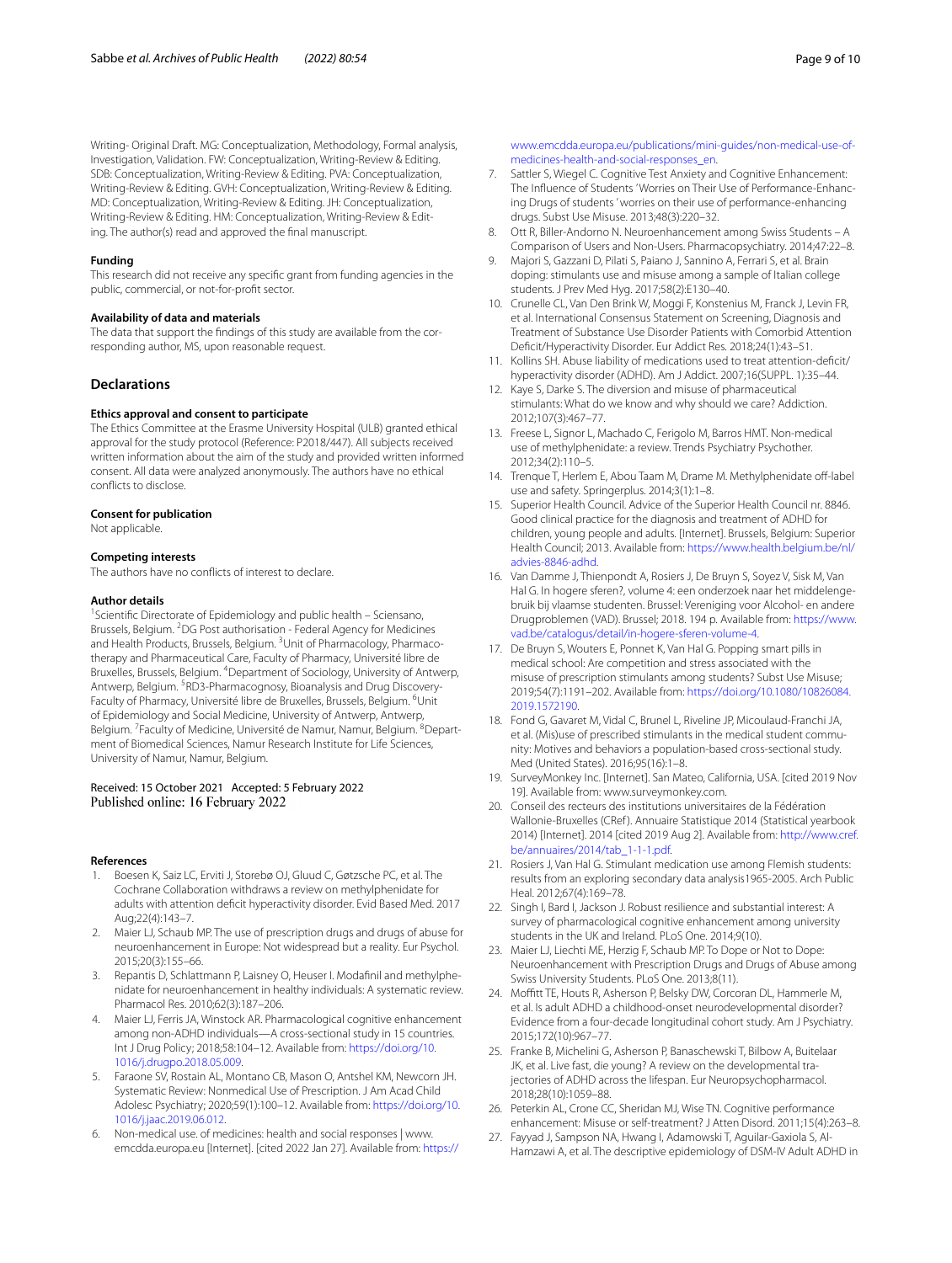Writing- Original Draft. MG: Conceptualization, Methodology, Formal analysis, Investigation, Validation. FW: Conceptualization, Writing-Review & Editing. SDB: Conceptualization, Writing-Review & Editing. PVA: Conceptualization, Writing-Review & Editing. GVH: Conceptualization, Writing-Review & Editing. MD: Conceptualization, Writing-Review & Editing. JH: Conceptualization, Writing-Review & Editing. HM: Conceptualization, Writing-Review & Editing. The author(s) read and approved the final manuscript.

#### Funding

This research did not receive any specific grant from funding agencies in the public, commercial, or not-for-profit sector.

#### Availability of data and materials

The data that support the findings of this study are available from the corresponding author, MS, upon reasonable request.

## Declarations

#### Ethics approval and consent to participate

The Ethics Committee at the Erasme University Hospital (ULB) granted ethical approval for the study protocol (Reference: P2018/447). All subjects received written information about the aim of the study and provided written informed consent. All data were analyzed anonymously. The authors have no ethical conflicts to disclose.

#### Consent for publication

Not applicable.

#### Competing interests

The authors have no conflicts of interest to declare.

#### Author details

[1]Scientific Directorate of Epidemiology and public health – Sciensano, Brussels, Belgium. [2]DG Post authorisation - Federal Agency for Medicines and Health Products, Brussels, Belgium. [3]Unit of Pharmacology, Pharmacotherapy and Pharmaceutical Care, Faculty of Pharmacy, Université libre de Bruxelles, Brussels, Belgium. [4]Department of Sociology, University of Antwerp, Antwerp, Belgium. [5]RD3-Pharmacognosy, Bioanalysis and Drug Discovery-Faculty of Pharmacy, Université libre de Bruxelles, Brussels, Belgium. [6]Unit of Epidemiology and Social Medicine, University of Antwerp, Antwerp, Belgium. [7]Faculty of Medicine, Université de Namur, Namur, Belgium. [8]Department of Biomedical Sciences, Namur Research Institute for Life Sciences, University of Namur, Namur, Belgium.

Received: 15 October 2021 Accepted: 5 February 2022
Published online: 16 February 2022

#### References

1. Boesen K, Saiz LC, Erviti J, Storebø OJ, Gluud C, Gøtzsche PC, et al. The Cochrane Collaboration withdraws a review on methylphenidate for adults with attention deficit hyperactivity disorder. Evid Based Med. 2017 Aug;22(4):143–7.
2. Maier LJ, Schaub MP. The use of prescription drugs and drugs of abuse for neuroenhancement in Europe: Not widespread but a reality. Eur Psychol. 2015;20(3):155–66.
3. Repantis D, Schlattmann P, Laisney O, Heuser I. Modafinil and methylphenidate for neuroenhancement in healthy individuals: A systematic review. Pharmacol Res. 2010;62(3):187–206.
4. Maier LJ, Ferris JA, Winstock AR. Pharmacological cognitive enhancement among non-ADHD individuals—A cross-sectional study in 15 countries. Int J Drug Policy; 2018;58:104–12. Available from: https://doi.org/10.1016/j.drugpo.2018.05.009.
5. Faraone SV, Rostain AL, Montano CB, Mason O, Antshel KM, Newcorn JH. Systematic Review: Nonmedical Use of Prescription. J Am Acad Child Adolesc Psychiatry; 2020;59(1):100–12. Available from: https://doi.org/10.1016/j.jaac.2019.06.012.
6. Non-medical use. of medicines: health and social responses | www.emcdda.europa.eu [Internet]. [cited 2022 Jan 27]. Available from: https://www.emcdda.europa.eu/publications/mini-guides/non-medical-use-of-medicines-health-and-social-responses_en.
7. Sattler S, Wiegel C. Cognitive Test Anxiety and Cognitive Enhancement: The Influence of Students 'Worries on Their Use of Performance-Enhancing Drugs of students ' worries on their use of performance-enhancing drugs. Subst Use Misuse. 2013;48(3):220–32.
8. Ott R, Biller-Andorno N. Neuroenhancement among Swiss Students – A Comparison of Users and Non-Users. Pharmacopsychiatry. 2014;47:22–8.
9. Majori S, Gazzani D, Pilati S, Paiano J, Sannino A, Ferrari S, et al. Brain doping: stimulants use and misuse among a sample of Italian college students. J Prev Med Hyg. 2017;58(2):E130–40.
10. Crunelle CL, Van Den Brink W, Moggi F, Konstenius M, Franck J, Levin FR, et al. International Consensus Statement on Screening, Diagnosis and Treatment of Substance Use Disorder Patients with Comorbid Attention Deficit/Hyperactivity Disorder. Eur Addict Res. 2018;24(1):43–51.
11. Kollins SH. Abuse liability of medications used to treat attention-deficit/hyperactivity disorder (ADHD). Am J Addict. 2007;16(SUPPL. 1):35–44.
12. Kaye S, Darke S. The diversion and misuse of pharmaceutical stimulants: What do we know and why should we care? Addiction. 2012;107(3):467–77.
13. Freese L, Signor L, Machado C, Ferigolo M, Barros HMT. Non-medical use of methylphenidate: a review. Trends Psychiatry Psychother. 2012;34(2):110–5.
14. Trenque T, Herlem E, Abou Taam M, Drame M. Methylphenidate off-label use and safety. Springerplus. 2014;3(1):1–8.
15. Superior Health Council. Advice of the Superior Health Council nr. 8846. Good clinical practice for the diagnosis and treatment of ADHD for children, young people and adults. [Internet]. Brussels, Belgium: Superior Health Council; 2013. Available from: https://www.health.belgium.be/nl/advies-8846-adhd.
16. Van Damme J, Thienpondt A, Rosiers J, De Bruyn S, Soyez V, Sisk M, Van Hal G. In hogere sferen?, volume 4: een onderzoek naar het middelengebruik bij vlaamse studenten. Brussel: Vereniging voor Alcohol- en andere Drugproblemen (VAD). Brussel; 2018. 194 p. Available from: https://www.vad.be/catalogus/detail/in-hogere-sferen-volume-4.
17. De Bruyn S, Wouters E, Ponnet K, Van Hal G. Popping smart pills in medical school: Are competition and stress associated with the misuse of prescription stimulants among students? Subst Use Misuse; 2019;54(7):1191–202. Available from: https://doi.org/10.1080/10826084.2019.1572190.
18. Fond G, Gavaret M, Vidal C, Brunel L, Riveline JP, Micoulaud-Franchi JA, et al. (Mis)use of prescribed stimulants in the medical student community: Motives and behaviors a population-based cross-sectional study. Med (United States). 2016;95(16):1–8.
19. SurveyMonkey Inc. [Internet]. San Mateo, California, USA. [cited 2019 Nov 19]. Available from: www.surveymonkey.com.
20. Conseil des recteurs des institutions universitaires de la Fédération Wallonie-Bruxelles (CRef). Annuaire Statistique 2014 (Statistical yearbook 2014) [Internet]. 2014 [cited 2019 Aug 2]. Available from: http://www.cref.be/annuaires/2014/tab_1-1-1.pdf.
21. Rosiers J, Van Hal G. Stimulant medication use among Flemish students: results from an exploring secondary data analysis1965-2005. Arch Public Heal. 2012;67(4):169–78.
22. Singh I, Bard I, Jackson J. Robust resilience and substantial interest: A survey of pharmacological cognitive enhancement among university students in the UK and Ireland. PLoS One. 2014;9(10).
23. Maier LJ, Liechti ME, Herzig F, Schaub MP. To Dope or Not to Dope: Neuroenhancement with Prescription Drugs and Drugs of Abuse among Swiss University Students. PLoS One. 2013;8(11).
24. Moffitt TE, Houts R, Asherson P, Belsky DW, Corcoran DL, Hammerle M, et al. Is adult ADHD a childhood-onset neurodevelopmental disorder? Evidence from a four-decade longitudinal cohort study. Am J Psychiatry. 2015;172(10):967–77.
25. Franke B, Michelini G, Asherson P, Banaschewski T, Bilbow A, Buitelaar JK, et al. Live fast, die young? A review on the developmental trajectories of ADHD across the lifespan. Eur Neuropsychopharmacol. 2018;28(10):1059–88.
26. Peterkin AL, Crone CC, Sheridan MJ, Wise TN. Cognitive performance enhancement: Misuse or self-treatment? J Atten Disord. 2011;15(4):263–8.
27. Fayyad J, Sampson NA, Hwang I, Adamowski T, Aguilar-Gaxiola S, Al-Hamzawi A, et al. The descriptive epidemiology of DSM-IV Adult ADHD in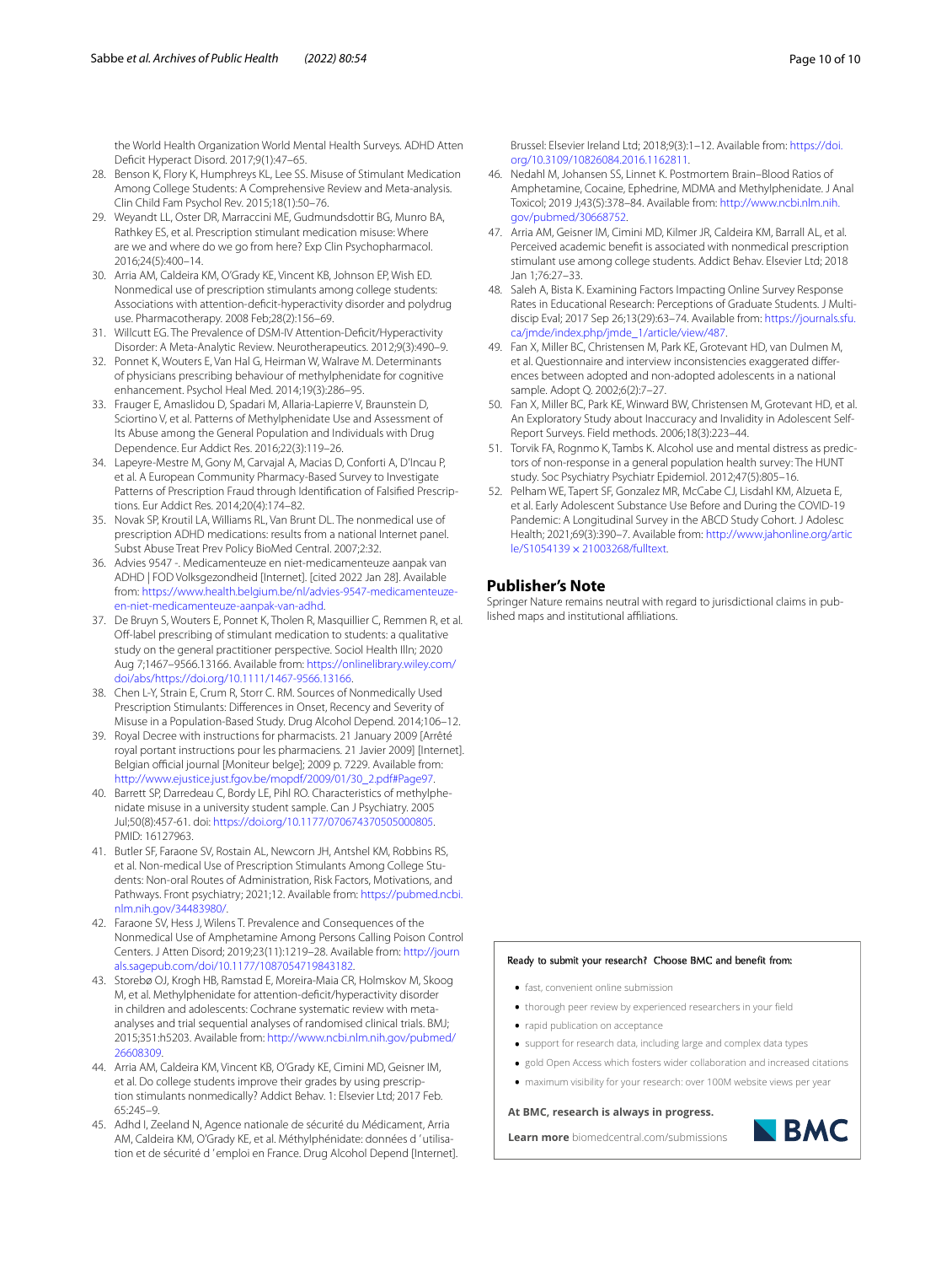the World Health Organization World Mental Health Surveys. ADHD Atten Deficit Hyperact Disord. 2017;9(1):47–65.

28. Benson K, Flory K, Humphreys KL, Lee SS. Misuse of Stimulant Medication Among College Students: A Comprehensive Review and Meta-analysis. Clin Child Fam Psychol Rev. 2015;18(1):50–76.
29. Weyandt LL, Oster DR, Marraccini ME, Gudmundsdottir BG, Munro BA, Rathkey ES, et al. Prescription stimulant medication misuse: Where are we and where do we go from here? Exp Clin Psychopharmacol. 2016;24(5):400–14.
30. Arria AM, Caldeira KM, O'Grady KE, Vincent KB, Johnson EP, Wish ED. Nonmedical use of prescription stimulants among college students: Associations with attention-deficit-hyperactivity disorder and polydrug use. Pharmacotherapy. 2008 Feb;28(2):156–69.
31. Willcutt EG. The Prevalence of DSM-IV Attention-Deficit/Hyperactivity Disorder: A Meta-Analytic Review. Neurotherapeutics. 2012;9(3):490–9.
32. Ponnet K, Wouters E, Van Hal G, Heirman W, Walrave M. Determinants of physicians prescribing behaviour of methylphenidate for cognitive enhancement. Psychol Heal Med. 2014;19(3):286–95.
33. Frauger E, Amaslidou D, Spadari M, Allaria-Lapierre V, Braunstein D, Sciortino V, et al. Patterns of Methylphenidate Use and Assessment of Its Abuse among the General Population and Individuals with Drug Dependence. Eur Addict Res. 2016;22(3):119–26.
34. Lapeyre-Mestre M, Gony M, Carvajal A, Macias D, Conforti A, D'Incau P, et al. A European Community Pharmacy-Based Survey to Investigate Patterns of Prescription Fraud through Identification of Falsified Prescriptions. Eur Addict Res. 2014;20(4):174–82.
35. Novak SP, Kroutil LA, Williams RL, Van Brunt DL. The nonmedical use of prescription ADHD medications: results from a national Internet panel. Subst Abuse Treat Prev Policy BioMed Central. 2007;2:32.
36. Advies 9547 -. Medicamenteuze en niet-medicamenteuze aanpak van ADHD | FOD Volksgezondheid [Internet]. [cited 2022 Jan 28]. Available from: https://www.health.belgium.be/nl/advies-9547-medicamenteuze-en-niet-medicamenteuze-aanpak-van-adhd.
37. De Bruyn S, Wouters E, Ponnet K, Tholen R, Masquillier C, Remmen R, et al. Off-label prescribing of stimulant medication to students: a qualitative study on the general practitioner perspective. Sociol Health Illn; 2020 Aug 7;1467–9566.13166. Available from: https://onlinelibrary.wiley.com/doi/abs/https://doi.org/10.1111/1467-9566.13166.
38. Chen L-Y, Strain E, Crum R, Storr C. RM. Sources of Nonmedically Used Prescription Stimulants: Differences in Onset, Recency and Severity of Misuse in a Population-Based Study. Drug Alcohol Depend. 2014;106–12.
39. Royal Decree with instructions for pharmacists. 21 January 2009 [Arrêté royal portant instructions pour les pharmaciens. 21 Javier 2009] [Internet]. Belgian official journal [Moniteur belge]; 2009 p. 7229. Available from: http://www.ejustice.just.fgov.be/mopdf/2009/01/30_2.pdf#Page97.
40. Barrett SP, Darredeau C, Bordy LE, Pihl RO. Characteristics of methylphenidate misuse in a university student sample. Can J Psychiatry. 2005 Jul;50(8):457-61. doi: https://doi.org/10.1177/070674370505000805. PMID: 16127963.
41. Butler SF, Faraone SV, Rostain AL, Newcorn JH, Antshel KM, Robbins RS, et al. Non-medical Use of Prescription Stimulants Among College Students: Non-oral Routes of Administration, Risk Factors, Motivations, and Pathways. Front psychiatry; 2021;12. Available from: https://pubmed.ncbi.nlm.nih.gov/34483980/.
42. Faraone SV, Hess J, Wilens T. Prevalence and Consequences of the Nonmedical Use of Amphetamine Among Persons Calling Poison Control Centers. J Atten Disord; 2019;23(11):1219–28. Available from: http://journals.sagepub.com/doi/10.1177/1087054719843182.
43. Storebø OJ, Krogh HB, Ramstad E, Moreira-Maia CR, Holmskov M, Skoog M, et al. Methylphenidate for attention-deficit/hyperactivity disorder in children and adolescents: Cochrane systematic review with meta-analyses and trial sequential analyses of randomised clinical trials. BMJ; 2015;351:h5203. Available from: http://www.ncbi.nlm.nih.gov/pubmed/26608309.
44. Arria AM, Caldeira KM, Vincent KB, O'Grady KE, Cimini MD, Geisner IM, et al. Do college students improve their grades by using prescription stimulants nonmedically? Addict Behav. 1: Elsevier Ltd; 2017 Feb. 65:245–9.
45. Adhd I, Zeeland N, Agence nationale de sécurité du Médicament, Arria AM, Caldeira KM, O'Grady KE, et al. Méthylphénidate: données d 'utilisation et de sécurité d 'emploi en France. Drug Alcohol Depend [Internet]. Brussel: Elsevier Ireland Ltd; 2018;9(3):1–12. Available from: https://doi.org/10.3109/10826084.2016.1162811.
46. Nedahl M, Johansen SS, Linnet K. Postmortem Brain–Blood Ratios of Amphetamine, Cocaine, Ephedrine, MDMA and Methylphenidate. J Anal Toxicol; 2019 J;43(5):378–84. Available from: http://www.ncbi.nlm.nih.gov/pubmed/30668752.
47. Arria AM, Geisner IM, Cimini MD, Kilmer JR, Caldeira KM, Barrall AL, et al. Perceived academic benefit is associated with nonmedical prescription stimulant use among college students. Addict Behav. Elsevier Ltd; 2018 Jan 1;76:27–33.
48. Saleh A, Bista K. Examining Factors Impacting Online Survey Response Rates in Educational Research: Perceptions of Graduate Students. J Multidiscip Eval; 2017 Sep 26;13(29):63–74. Available from: https://journals.sfu.ca/jmde/index.php/jmde_1/article/view/487.
49. Fan X, Miller BC, Christensen M, Park KE, Grotevant HD, van Dulmen M, et al. Questionnaire and interview inconsistencies exaggerated differences between adopted and non-adopted adolescents in a national sample. Adopt Q. 2002;6(2):7–27.
50. Fan X, Miller BC, Park KE, Winward BW, Christensen M, Grotevant HD, et al. An Exploratory Study about Inaccuracy and Invalidity in Adolescent Self-Report Surveys. Field methods. 2006;18(3):223–44.
51. Torvik FA, Rognmo K, Tambs K. Alcohol use and mental distress as predictors of non-response in a general population health survey: The HUNT study. Soc Psychiatry Psychiatr Epidemiol. 2012;47(5):805–16.
52. Pelham WE, Tapert SF, Gonzalez MR, McCabe CJ, Lisdahl KM, Alzueta E, et al. Early Adolescent Substance Use Before and During the COVID-19 Pandemic: A Longitudinal Survey in the ABCD Study Cohort. J Adolesc Health; 2021;69(3):390–7. Available from: http://www.jahonline.org/article/S1054139 × 21003268/fulltext.

## Publisher's Note

Springer Nature remains neutral with regard to jurisdictional claims in published maps and institutional affiliations.

Ready to submit your research? Choose BMC and benefit from:

- fast, convenient online submission
- thorough peer review by experienced researchers in your field
- rapid publication on acceptance
- support for research data, including large and complex data types
- gold Open Access which fosters wider collaboration and increased citations
- maximum visibility for your research: over 100M website views per year

**At BMC, research is always in progress.**

**Learn more** biomedcentral.com/submissions

BMC